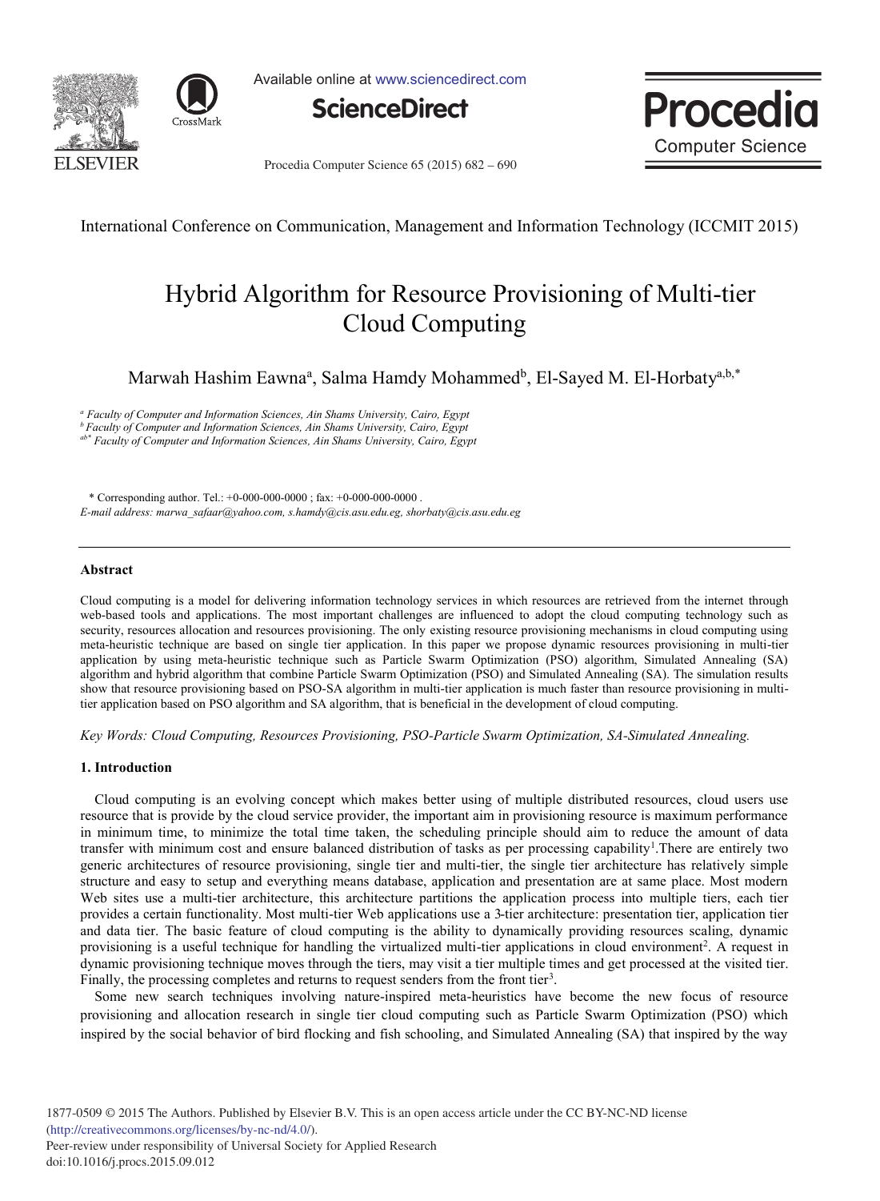International Conference on Communication, Management and Information Technology (ICCMIT 2015)

# Hybrid Algorithm for Resource Provisioning of Multi-tier Cloud Computing

Marwah Hashim Eawna[a], Salma Hamdy Mohammed[b], El-Sayed M. El-Horbaty[a,b,*]

[a] *Faculty of Computer and Information Sciences, Ain Shams University, Cairo, Egypt*
[b] *Faculty of Computer and Information Sciences, Ain Shams University, Cairo, Egypt*
[ab*] *Faculty of Computer and Information Sciences, Ain Shams University, Cairo, Egypt*

\* Corresponding author. Tel.: +0-000-000-0000 ; fax: +0-000-000-0000 .
*E-mail address: marwa_safaar@yahoo.com, s.hamdy@cis.asu.edu.eg, shorbaty@cis.asu.edu.eg*

## Abstract

Cloud computing is a model for delivering information technology services in which resources are retrieved from the internet through web-based tools and applications. The most important challenges are influenced to adopt the cloud computing technology such as security, resources allocation and resources provisioning. The only existing resource provisioning mechanisms in cloud computing using meta-heuristic technique are based on single tier application. In this paper we propose dynamic resources provisioning in multi-tier application by using meta-heuristic technique such as Particle Swarm Optimization (PSO) algorithm, Simulated Annealing (SA) algorithm and hybrid algorithm that combine Particle Swarm Optimization (PSO) and Simulated Annealing (SA). The simulation results show that resource provisioning based on PSO-SA algorithm in multi-tier application is much faster than resource provisioning in multi-tier application based on PSO algorithm and SA algorithm, that is beneficial in the development of cloud computing.

*Key Words: Cloud Computing, Resources Provisioning, PSO-Particle Swarm Optimization, SA-Simulated Annealing.*

## 1. Introduction

Cloud computing is an evolving concept which makes better using of multiple distributed resources, cloud users use resource that is provide by the cloud service provider, the important aim in provisioning resource is maximum performance in minimum time, to minimize the total time taken, the scheduling principle should aim to reduce the amount of data transfer with minimum cost and ensure balanced distribution of tasks as per processing capability[1].There are entirely two generic architectures of resource provisioning, single tier and multi-tier, the single tier architecture has relatively simple structure and easy to setup and everything means database, application and presentation are at same place. Most modern Web sites use a multi-tier architecture, this architecture partitions the application process into multiple tiers, each tier provides a certain functionality. Most multi-tier Web applications use a 3-tier architecture: presentation tier, application tier and data tier. The basic feature of cloud computing is the ability to dynamically providing resources scaling, dynamic provisioning is a useful technique for handling the virtualized multi-tier applications in cloud environment[2]. A request in dynamic provisioning technique moves through the tiers, may visit a tier multiple times and get processed at the visited tier. Finally, the processing completes and returns to request senders from the front tier[3].

Some new search techniques involving nature-inspired meta-heuristics have become the new focus of resource provisioning and allocation research in single tier cloud computing such as Particle Swarm Optimization (PSO) which inspired by the social behavior of bird flocking and fish schooling, and Simulated Annealing (SA) that inspired by the way

1877-0509 © 2015 The Authors. Published by Elsevier B.V. This is an open access article under the CC BY-NC-ND license (http://creativecommons.org/licenses/by-nc-nd/4.0/).
Peer-review under responsibility of Universal Society for Applied Research
doi:10.1016/j.procs.2015.09.012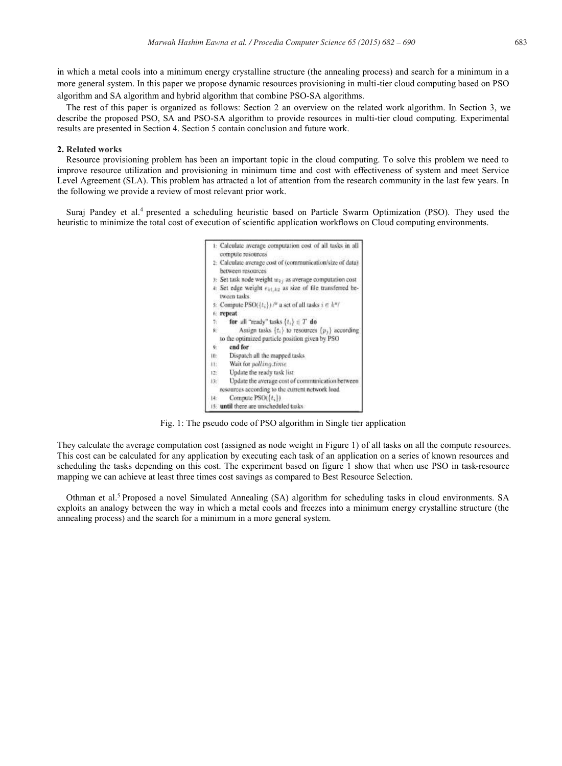in which a metal cools into a minimum energy crystalline structure (the annealing process) and search for a minimum in a more general system. In this paper we propose dynamic resources provisioning in multi-tier cloud computing based on PSO algorithm and SA algorithm and hybrid algorithm that combine PSO-SA algorithms.

The rest of this paper is organized as follows: Section 2 an overview on the related work algorithm. In Section 3, we describe the proposed PSO, SA and PSO-SA algorithm to provide resources in multi-tier cloud computing. Experimental results are presented in Section 4. Section 5 contain conclusion and future work.

## 2. Related works

Resource provisioning problem has been an important topic in the cloud computing. To solve this problem we need to improve resource utilization and provisioning in minimum time and cost with effectiveness of system and meet Service Level Agreement (SLA). This problem has attracted a lot of attention from the research community in the last few years. In the following we provide a review of most relevant prior work.

Suraj Pandey et al.[4] presented a scheduling heuristic based on Particle Swarm Optimization (PSO). They used the heuristic to minimize the total cost of execution of scientific application workflows on Cloud computing environments.

```
1: Calculate average computation cost of all tasks in all
   compute resources
2: Calculate average cost of (communication/size of data)
   between resources
3: Set task node weight w_kj as average computation cost
4: Set edge weight e_k1,k2 as size of file transferred be-
   tween tasks
5: Compute PSO({t_i}) /* a set of all tasks i ∈ k*/
6: repeat
7:    for all "ready" tasks {t_i} ∈ T do
8:       Assign tasks {t_i} to resources {p_j} according
   to the optimized particle position given by PSO
9:    end for
10:   Dispatch all the mapped tasks
11:   Wait for polling_time
12:   Update the ready task list
13:   Update the average cost of communication between
   resources according to the current network load
14:   Compute PSO({t_i})
15: until there are unscheduled tasks
```

Fig. 1: The pseudo code of PSO algorithm in Single tier application

They calculate the average computation cost (assigned as node weight in Figure 1) of all tasks on all the compute resources. This cost can be calculated for any application by executing each task of an application on a series of known resources and scheduling the tasks depending on this cost. The experiment based on figure 1 show that when use PSO in task-resource mapping we can achieve at least three times cost savings as compared to Best Resource Selection.

Othman et al.[5] Proposed a novel Simulated Annealing (SA) algorithm for scheduling tasks in cloud environments. SA exploits an analogy between the way in which a metal cools and freezes into a minimum energy crystalline structure (the annealing process) and the search for a minimum in a more general system.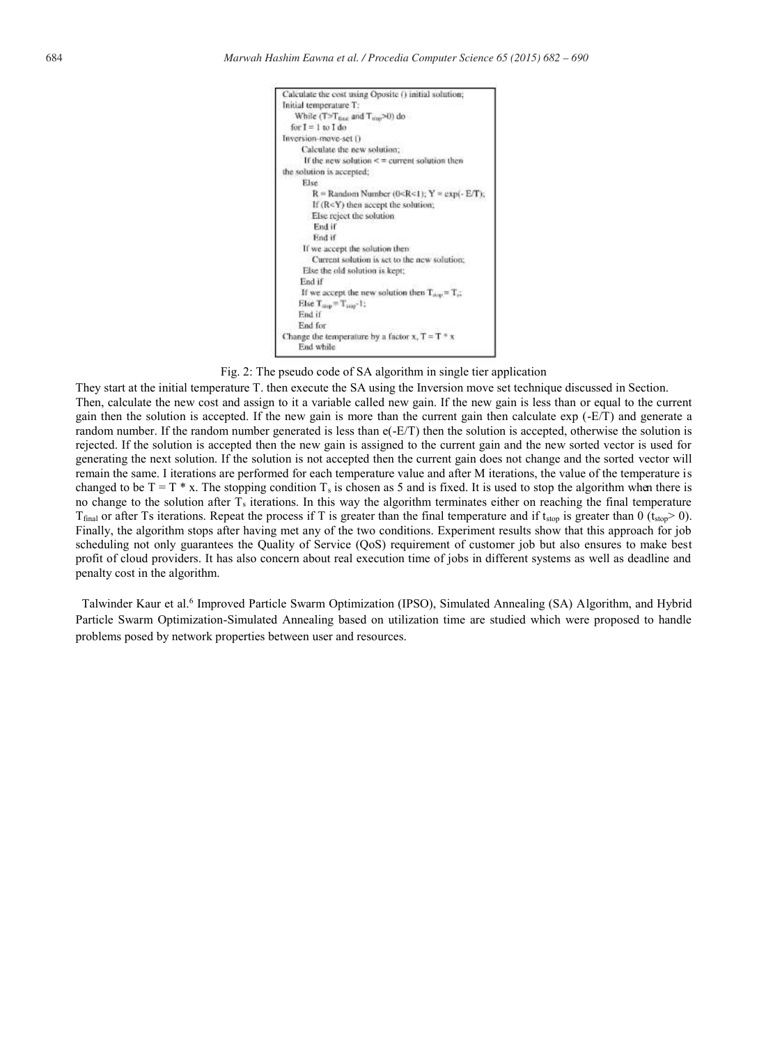```
Calculate the cost using Oposite () initial solution;
Initial temperature T:
   While (T>T_final and T_stop>0) do
   for I = 1 to I do
Inversion-move-set ()
      Calculate the new solution;
       If the new solution <= current solution then
the solution is accepted;
      Else
         R = Random Number (0<R<1); Y = exp(- E/T);
         If (R<Y) then accept the solution;
         Else reject the solution
          End if
         End if
      If we accept the solution then
         Current solution is set to the new solution;
      Else the old solution is kept;
     End if
     If we accept the new solution then T_stop = T_s;
     Else T_stop = T_stop-1;
     End if
     End for
Change the temperature by a factor x, T = T * x
     End while
```

Fig. 2: The pseudo code of SA algorithm in single tier application

They start at the initial temperature T. then execute the SA using the Inversion move set technique discussed in Section. Then, calculate the new cost and assign to it a variable called new gain. If the new gain is less than or equal to the current gain then the solution is accepted. If the new gain is more than the current gain then calculate exp (-E/T) and generate a random number. If the random number generated is less than e(-E/T) then the solution is accepted, otherwise the solution is rejected. If the solution is accepted then the new gain is assigned to the current gain and the new sorted vector is used for generating the next solution. If the solution is not accepted then the current gain does not change and the sorted vector will remain the same. I iterations are performed for each temperature value and after M iterations, the value of the temperature is changed to be T = T * x. The stopping condition $T_s$ is chosen as 5 and is fixed. It is used to stop the algorithm when there is no change to the solution after $T_s$ iterations. In this way the algorithm terminates either on reaching the final temperature $T_{final}$ or after Ts iterations. Repeat the process if T is greater than the final temperature and if $t_{stop}$ is greater than 0 ($t_{stop} > 0$). Finally, the algorithm stops after having met any of the two conditions. Experiment results show that this approach for job scheduling not only guarantees the Quality of Service (QoS) requirement of customer job but also ensures to make best profit of cloud providers. It has also concern about real execution time of jobs in different systems as well as deadline and penalty cost in the algorithm.

Talwinder Kaur et al.[6] Improved Particle Swarm Optimization (IPSO), Simulated Annealing (SA) Algorithm, and Hybrid Particle Swarm Optimization-Simulated Annealing based on utilization time are studied which were proposed to handle problems posed by network properties between user and resources.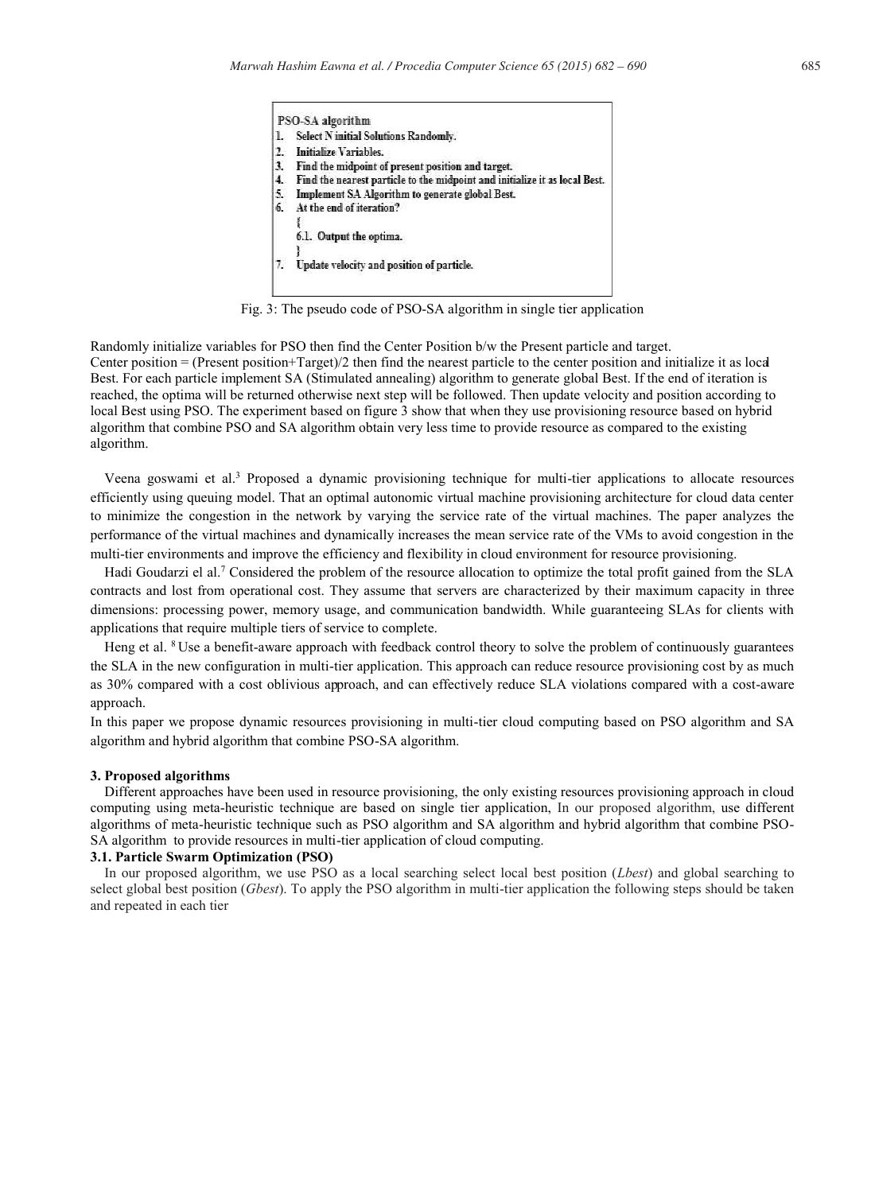```
PSO-SA algorithm
1. Select N initial Solutions Randomly.
2. Initialize Variables.
3. Find the midpoint of present position and target.
4. Find the nearest particle to the midpoint and initialize it as local Best.
5. Implement SA Algorithm to generate global Best.
6. At the end of iteration?
   {
   6.1. Output the optima.
   }
7. Update velocity and position of particle.
```

Fig. 3: The pseudo code of PSO-SA algorithm in single tier application

Randomly initialize variables for PSO then find the Center Position b/w the Present particle and target. Center position = (Present position+Target)/2 then find the nearest particle to the center position and initialize it as local Best. For each particle implement SA (Stimulated annealing) algorithm to generate global Best. If the end of iteration is reached, the optima will be returned otherwise next step will be followed. Then update velocity and position according to local Best using PSO. The experiment based on figure 3 show that when they use provisioning resource based on hybrid algorithm that combine PSO and SA algorithm obtain very less time to provide resource as compared to the existing algorithm.

Veena goswami et al.[3] Proposed a dynamic provisioning technique for multi-tier applications to allocate resources efficiently using queuing model. That an optimal autonomic virtual machine provisioning architecture for cloud data center to minimize the congestion in the network by varying the service rate of the virtual machines. The paper analyzes the performance of the virtual machines and dynamically increases the mean service rate of the VMs to avoid congestion in the multi-tier environments and improve the efficiency and flexibility in cloud environment for resource provisioning.

Hadi Goudarzi el al.[7] Considered the problem of the resource allocation to optimize the total profit gained from the SLA contracts and lost from operational cost. They assume that servers are characterized by their maximum capacity in three dimensions: processing power, memory usage, and communication bandwidth. While guaranteeing SLAs for clients with applications that require multiple tiers of service to complete.

Heng et al. [8] Use a benefit-aware approach with feedback control theory to solve the problem of continuously guarantees the SLA in the new configuration in multi-tier application. This approach can reduce resource provisioning cost by as much as 30% compared with a cost oblivious approach, and can effectively reduce SLA violations compared with a cost-aware approach.

In this paper we propose dynamic resources provisioning in multi-tier cloud computing based on PSO algorithm and SA algorithm and hybrid algorithm that combine PSO-SA algorithm.

## 3. Proposed algorithms

Different approaches have been used in resource provisioning, the only existing resources provisioning approach in cloud computing using meta-heuristic technique are based on single tier application, In our proposed algorithm, use different algorithms of meta-heuristic technique such as PSO algorithm and SA algorithm and hybrid algorithm that combine PSO-SA algorithm to provide resources in multi-tier application of cloud computing.

### 3.1. Particle Swarm Optimization (PSO)

In our proposed algorithm, we use PSO as a local searching select local best position (*Lbest*) and global searching to select global best position (*Gbest*). To apply the PSO algorithm in multi-tier application the following steps should be taken and repeated in each tier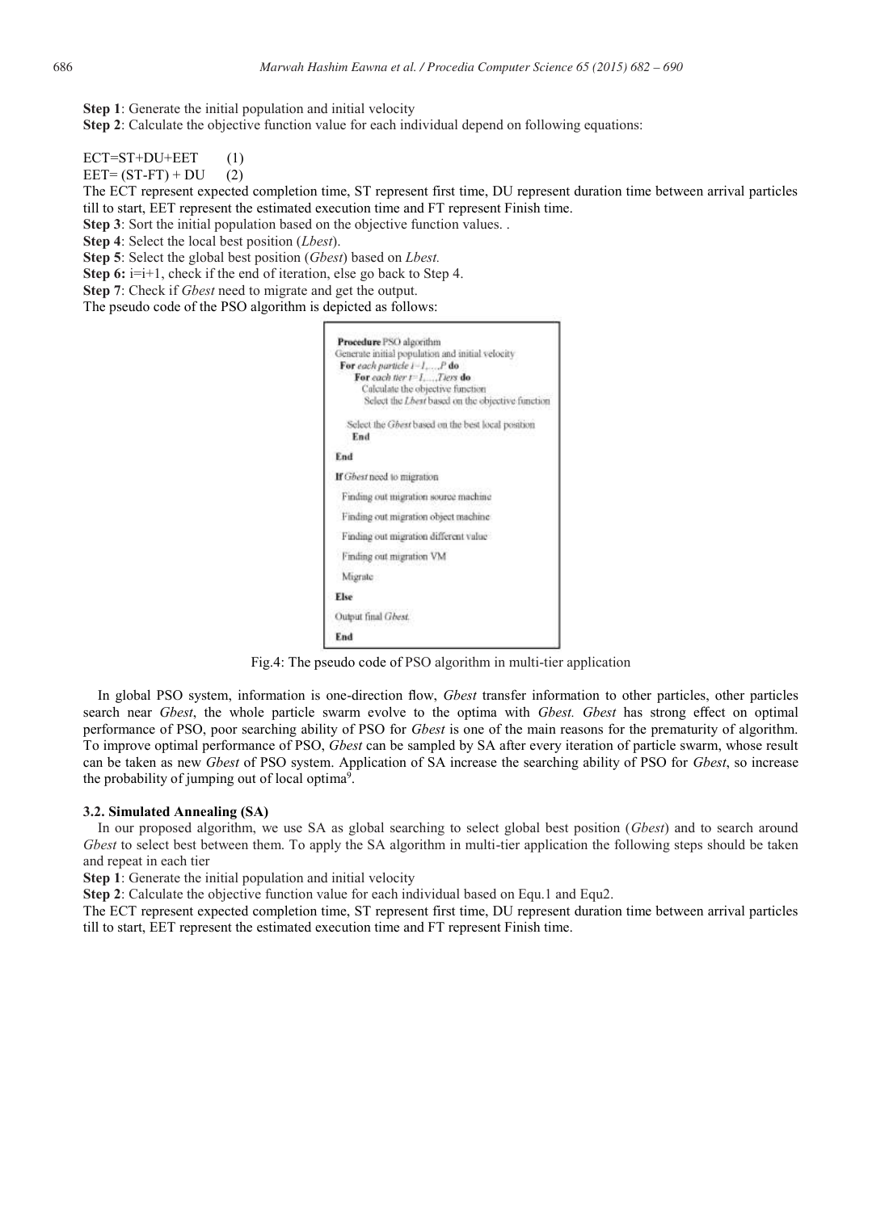**Step 1**: Generate the initial population and initial velocity

**Step 2**: Calculate the objective function value for each individual depend on following equations:

$$ECT=ST+DU+EET \quad (1)$$

$$EET=(ST-FT)+DU \quad (2)$$

The ECT represent expected completion time, ST represent first time, DU represent duration time between arrival particles till to start, EET represent the estimated execution time and FT represent Finish time.

**Step 3**: Sort the initial population based on the objective function values. .

**Step 4**: Select the local best position (*Lbest*).

**Step 5**: Select the global best position (*Gbest*) based on *Lbest.*

**Step 6:** i=i+1, check if the end of iteration, else go back to Step 4.

**Step 7**: Check if *Gbest* need to migrate and get the output.

The pseudo code of the PSO algorithm is depicted as follows:

```
Procedure PSO algorithm
Generate initial population and initial velocity
  For each particle i=1,...,P do
     For each tier t=1,...,Tiers do
        Calculate the objective function
        Select the Lbest based on the objective function

     Select the Gbest based on the best local position
     End
End
If Gbest need to migration
  Finding out migration source machine
  Finding out migration object machine
  Finding out migration different value
  Finding out migration VM
  Migrate
Else
Output final Gbest.
End
```

Fig.4: The pseudo code of PSO algorithm in multi-tier application

In global PSO system, information is one-direction flow, *Gbest* transfer information to other particles, other particles search near *Gbest*, the whole particle swarm evolve to the optima with *Gbest. Gbest* has strong effect on optimal performance of PSO, poor searching ability of PSO for *Gbest* is one of the main reasons for the prematurity of algorithm. To improve optimal performance of PSO, *Gbest* can be sampled by SA after every iteration of particle swarm, whose result can be taken as new *Gbest* of PSO system. Application of SA increase the searching ability of PSO for *Gbest*, so increase the probability of jumping out of local optima[9].

### 3.2. Simulated Annealing (SA)

In our proposed algorithm, we use SA as global searching to select global best position (*Gbest*) and to search around *Gbest* to select best between them. To apply the SA algorithm in multi-tier application the following steps should be taken and repeat in each tier

**Step 1**: Generate the initial population and initial velocity

**Step 2**: Calculate the objective function value for each individual based on Equ.1 and Equ2.

The ECT represent expected completion time, ST represent first time, DU represent duration time between arrival particles till to start, EET represent the estimated execution time and FT represent Finish time.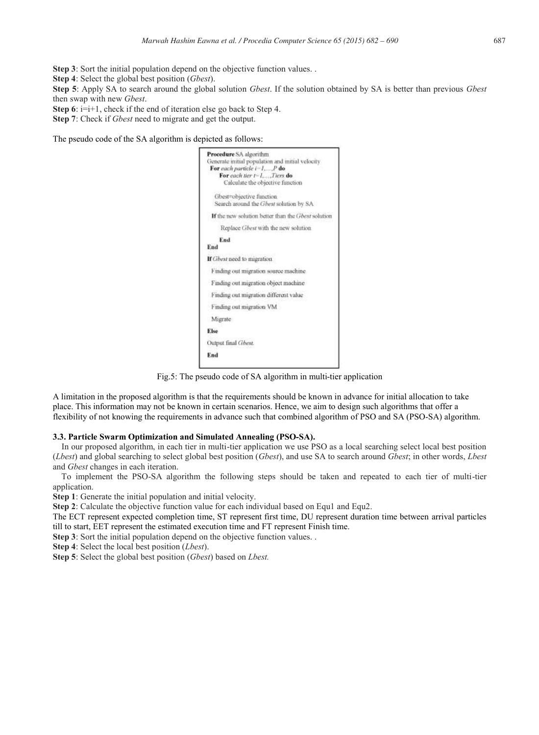**Step 3**: Sort the initial population depend on the objective function values. .

**Step 4**: Select the global best position (*Gbest*).

**Step 5**: Apply SA to search around the global solution *Gbest*. If the solution obtained by SA is better than previous *Gbest* then swap with new *Gbest*.

**Step 6**: i=i+1, check if the end of iteration else go back to Step 4.

**Step 7**: Check if *Gbest* need to migrate and get the output.

The pseudo code of the SA algorithm is depicted as follows:

```
Procedure SA algorithm
Generate initial population and initial velocity
  For each particle i=1,...,P do
     For each tier t=1,...,Tiers do
        Calculate the objective function

     Gbest=objective function
     Search around the Gbest solution by SA

   If the new solution better than the Gbest solution

        Replace Gbest with the new solution

     End
End

If Gbest need to migration

  Finding out migration source machine

  Finding out migration object machine

  Finding out migration different value

  Finding out migration VM

  Migrate

Else

Output final Gbest.

End
```

Fig.5: The pseudo code of SA algorithm in multi-tier application

A limitation in the proposed algorithm is that the requirements should be known in advance for initial allocation to take place. This information may not be known in certain scenarios. Hence, we aim to design such algorithms that offer a flexibility of not knowing the requirements in advance such that combined algorithm of PSO and SA (PSO-SA) algorithm.

### 3.3. Particle Swarm Optimization and Simulated Annealing (PSO-SA).

In our proposed algorithm, in each tier in multi-tier application we use PSO as a local searching select local best position (*Lbest*) and global searching to select global best position (*Gbest*), and use SA to search around *Gbest*; in other words, *Lbest* and *Gbest* changes in each iteration.

To implement the PSO-SA algorithm the following steps should be taken and repeated to each tier of multi-tier application.

**Step 1**: Generate the initial population and initial velocity.

**Step 2**: Calculate the objective function value for each individual based on Equ1 and Equ2.

The ECT represent expected completion time, ST represent first time, DU represent duration time between arrival particles till to start, EET represent the estimated execution time and FT represent Finish time.

**Step 3**: Sort the initial population depend on the objective function values. .

**Step 4**: Select the local best position (*Lbest*).

**Step 5**: Select the global best position (*Gbest*) based on *Lbest.*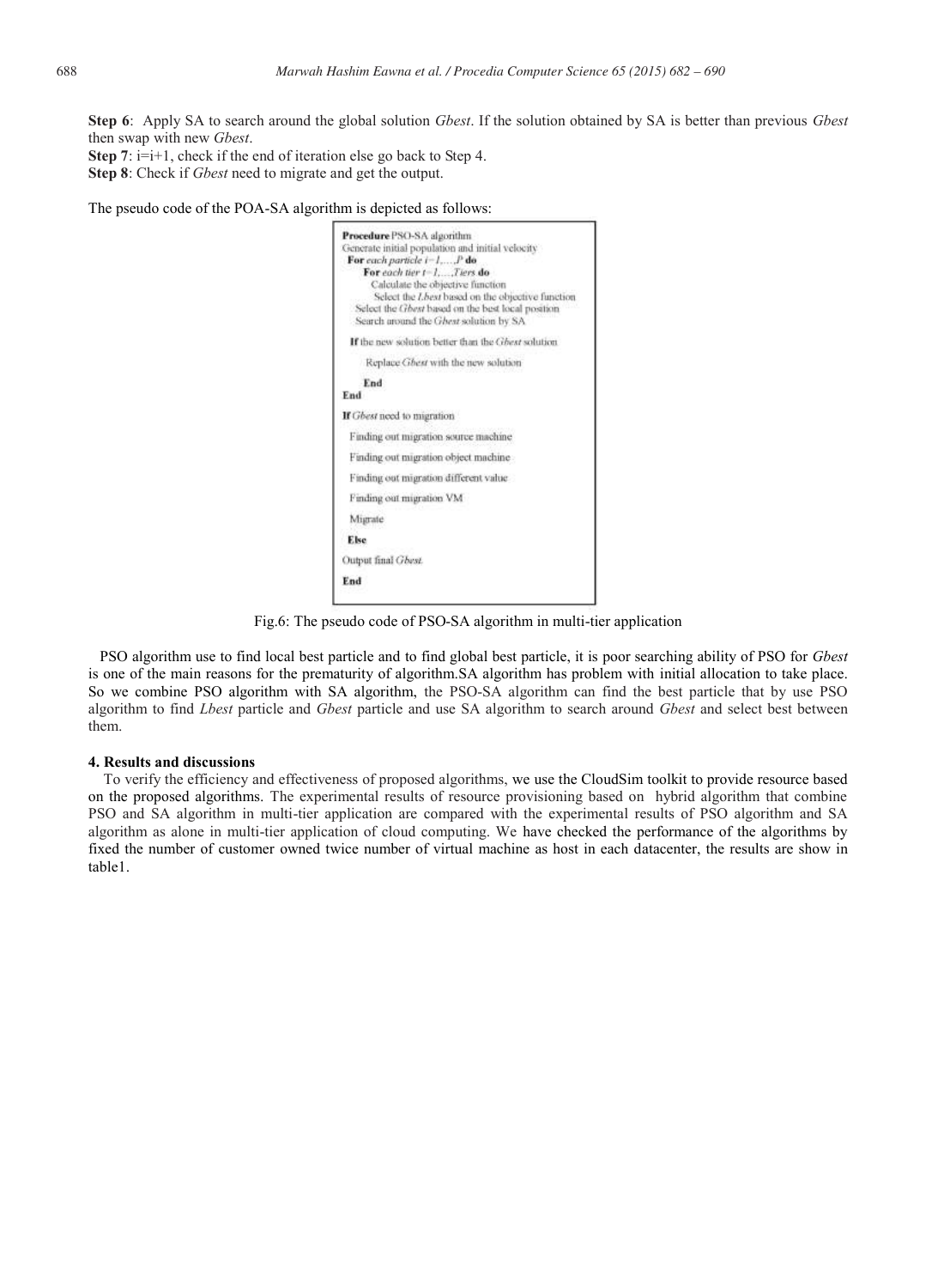**Step 6**: Apply SA to search around the global solution *Gbest*. If the solution obtained by SA is better than previous *Gbest* then swap with new *Gbest*.

**Step 7**: i=i+1, check if the end of iteration else go back to Step 4.

**Step 8**: Check if *Gbest* need to migrate and get the output.

The pseudo code of the POA-SA algorithm is depicted as follows:

```
Procedure PSO-SA algorithm
Generate initial population and initial velocity
  For each particle i=1,…,P do
      For each tier t=1,…,Tiers do
        Calculate the objective function
          Select the Lbest based on the objective function
    Select the Gbest based on the best local position
    Search around the Gbest solution by SA

   If the new solution better than the Gbest solution

       Replace Gbest with the new solution

       End
End

If Gbest need to migration

  Finding out migration source machine

  Finding out migration object machine

  Finding out migration different value

  Finding out migration VM

  Migrate

 Else

Output final Gbest.

End
```

Fig.6: The pseudo code of PSO-SA algorithm in multi-tier application

PSO algorithm use to find local best particle and to find global best particle, it is poor searching ability of PSO for *Gbest* is one of the main reasons for the prematurity of algorithm.SA algorithm has problem with initial allocation to take place. So we combine PSO algorithm with SA algorithm, the PSO-SA algorithm can find the best particle that by use PSO algorithm to find *Lbest* particle and *Gbest* particle and use SA algorithm to search around *Gbest* and select best between them.

## 4. Results and discussions

To verify the efficiency and effectiveness of proposed algorithms, we use the CloudSim toolkit to provide resource based on the proposed algorithms. The experimental results of resource provisioning based on hybrid algorithm that combine PSO and SA algorithm in multi-tier application are compared with the experimental results of PSO algorithm and SA algorithm as alone in multi-tier application of cloud computing. We have checked the performance of the algorithms by fixed the number of customer owned twice number of virtual machine as host in each datacenter, the results are show in table1.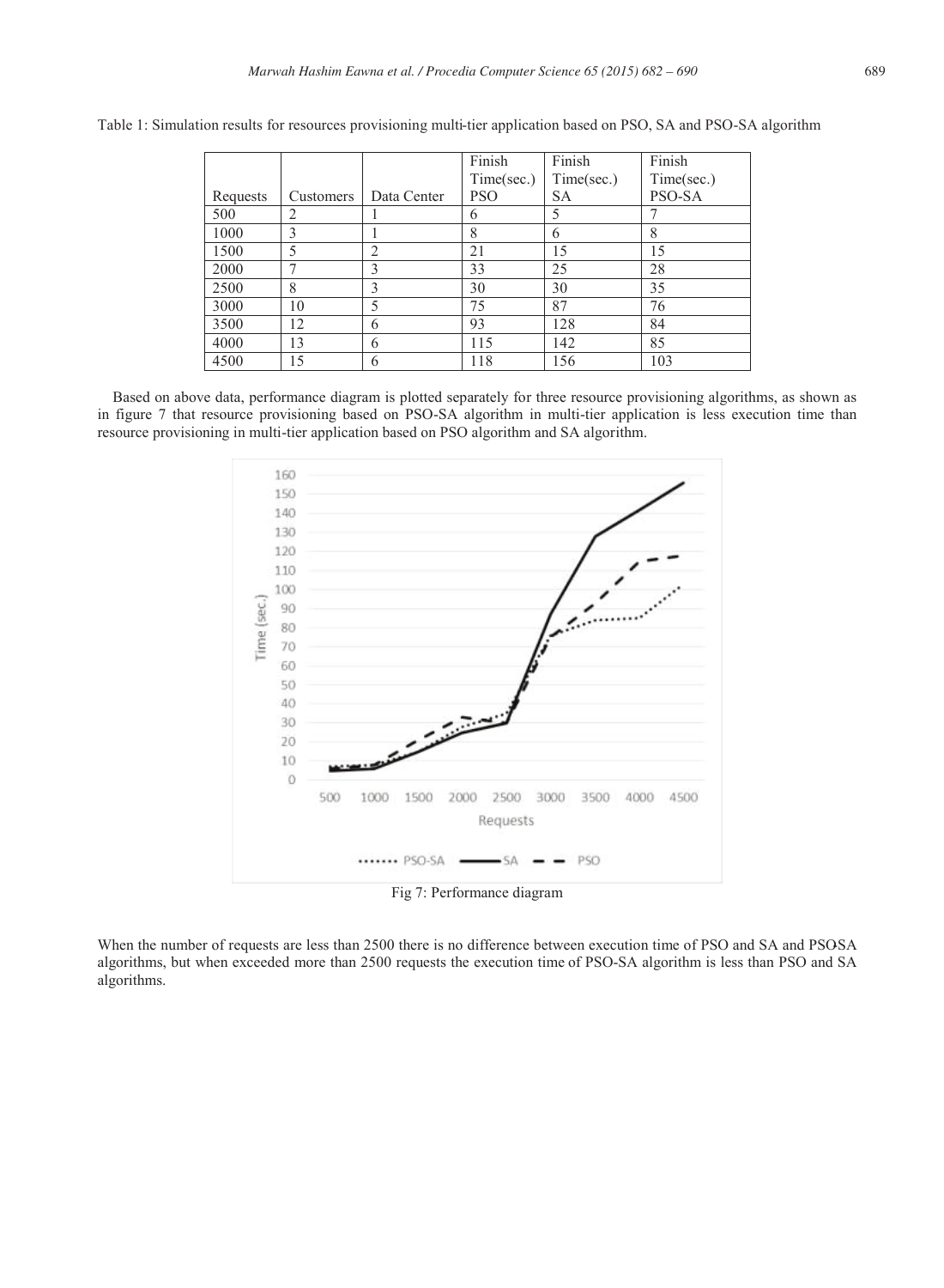Table 1: Simulation results for resources provisioning multi-tier application based on PSO, SA and PSO-SA algorithm

| Requests | Customers | Data Center | Finish Time(sec.) PSO | Finish Time(sec.) SA | Finish Time(sec.) PSO-SA |
|---|---|---|---|---|---|
| 500 | 2 | 1 | 6 | 5 | 7 |
| 1000 | 3 | 1 | 8 | 6 | 8 |
| 1500 | 5 | 2 | 21 | 15 | 15 |
| 2000 | 7 | 3 | 33 | 25 | 28 |
| 2500 | 8 | 3 | 30 | 30 | 35 |
| 3000 | 10 | 5 | 75 | 87 | 76 |
| 3500 | 12 | 6 | 93 | 128 | 84 |
| 4000 | 13 | 6 | 115 | 142 | 85 |
| 4500 | 15 | 6 | 118 | 156 | 103 |

Based on above data, performance diagram is plotted separately for three resource provisioning algorithms, as shown as in figure 7 that resource provisioning based on PSO-SA algorithm in multi-tier application is less execution time than resource provisioning in multi-tier application based on PSO algorithm and SA algorithm.

Fig 7: Performance diagram

When the number of requests are less than 2500 there is no difference between execution time of PSO and SA and PSO-SA algorithms, but when exceeded more than 2500 requests the execution time of PSO-SA algorithm is less than PSO and SA algorithms.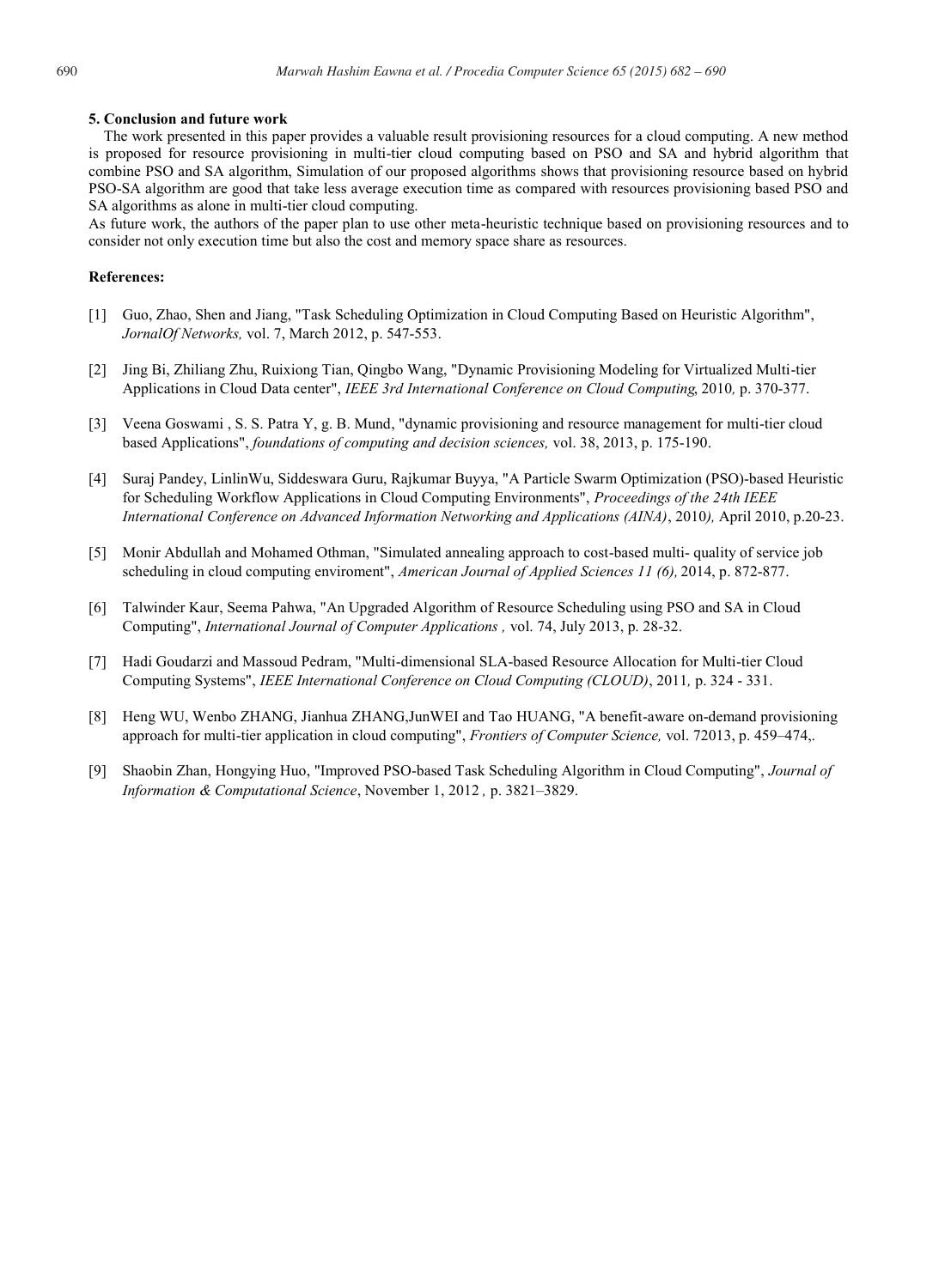### 5. Conclusion and future work

The work presented in this paper provides a valuable result provisioning resources for a cloud computing. A new method is proposed for resource provisioning in multi-tier cloud computing based on PSO and SA and hybrid algorithm that combine PSO and SA algorithm, Simulation of our proposed algorithms shows that provisioning resource based on hybrid PSO-SA algorithm are good that take less average execution time as compared with resources provisioning based PSO and SA algorithms as alone in multi-tier cloud computing.

As future work, the authors of the paper plan to use other meta-heuristic technique based on provisioning resources and to consider not only execution time but also the cost and memory space share as resources.

**References:**

[1] Guo, Zhao, Shen and Jiang, "Task Scheduling Optimization in Cloud Computing Based on Heuristic Algorithm", *JornalOf Networks,* vol. 7, March 2012, p. 547-553.

[2] Jing Bi, Zhiliang Zhu, Ruixiong Tian, Qingbo Wang, "Dynamic Provisioning Modeling for Virtualized Multi-tier Applications in Cloud Data center", *IEEE 3rd International Conference on Cloud Computing,* 2010*,* p. 370-377.

[3] Veena Goswami , S. S. Patra Y, g. B. Mund, "dynamic provisioning and resource management for multi-tier cloud based Applications", *foundations of computing and decision sciences,* vol. 38, 2013, p. 175-190.

[4] Suraj Pandey, LinlinWu, Siddeswara Guru, Rajkumar Buyya, "A Particle Swarm Optimization (PSO)-based Heuristic for Scheduling Workflow Applications in Cloud Computing Environments", *Proceedings of the 24th IEEE International Conference on Advanced Information Networking and Applications (AINA)*, 2010*),* April 2010, p.20-23.

[5] Monir Abdullah and Mohamed Othman, "Simulated annealing approach to cost-based multi- quality of service job scheduling in cloud computing enviroment", *American Journal of Applied Sciences 11 (6),* 2014, p. 872-877.

[6] Talwinder Kaur, Seema Pahwa, "An Upgraded Algorithm of Resource Scheduling using PSO and SA in Cloud Computing", *International Journal of Computer Applications ,* vol. 74, July 2013, p. 28-32.

[7] Hadi Goudarzi and Massoud Pedram, "Multi-dimensional SLA-based Resource Allocation for Multi-tier Cloud Computing Systems", *IEEE International Conference on Cloud Computing (CLOUD)*, 2011*,* p. 324 - 331.

[8] Heng WU, Wenbo ZHANG, Jianhua ZHANG,JunWEI and Tao HUANG, "A benefit-aware on-demand provisioning approach for multi-tier application in cloud computing", *Frontiers of Computer Science,* vol. 72013, p. 459–474,.

[9] Shaobin Zhan, Hongying Huo, "Improved PSO-based Task Scheduling Algorithm in Cloud Computing", *Journal of Information & Computational Science*, November 1, 2012 *,* p. 3821–3829.